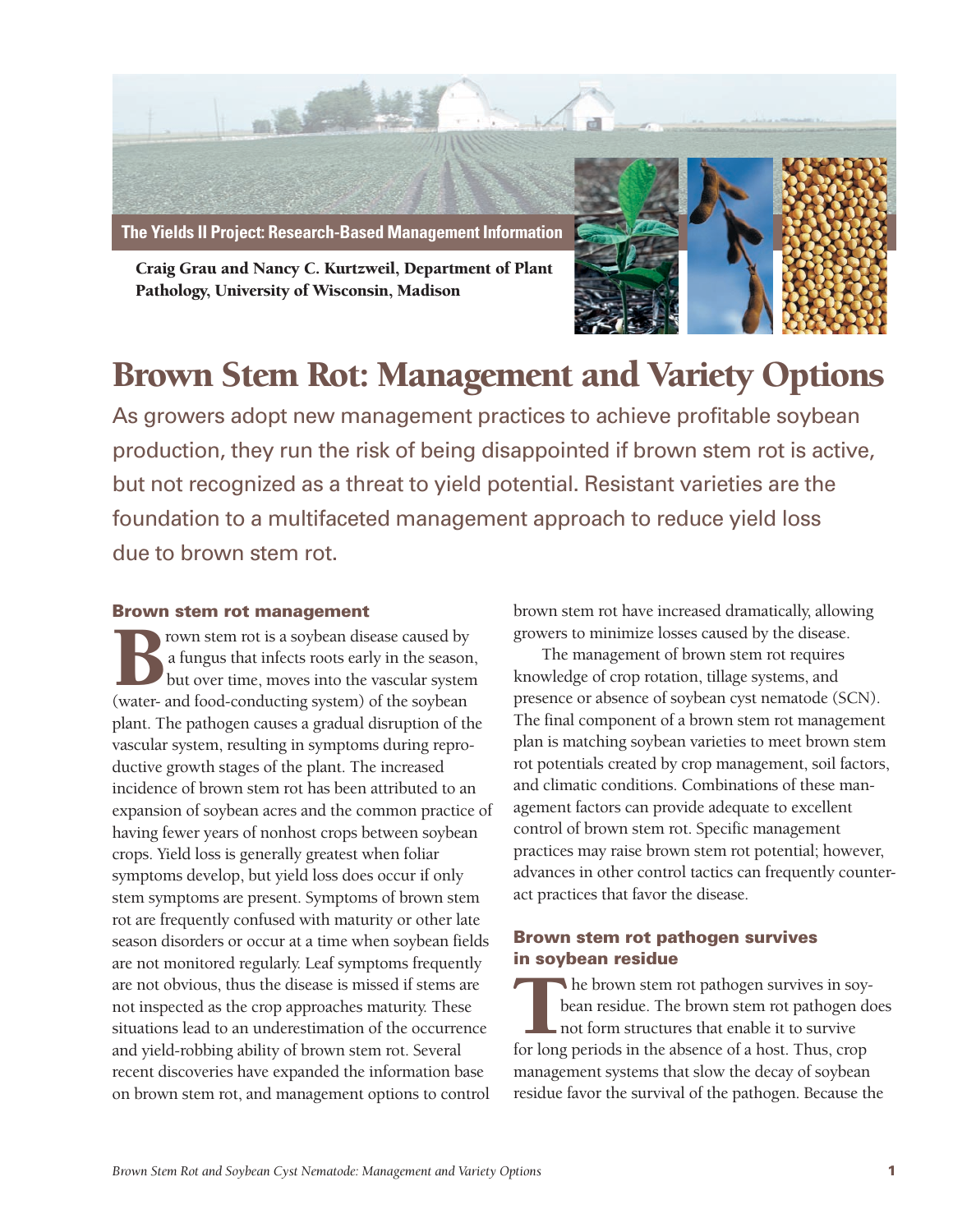The Yields II Project: Research-Based Management Information

**Craig Grau and Nancy C. Kurtzweil, Department of Plant Pathology, University of Wisconsin, Madison**

# Brown Stem Rot: Management and Variety Options

As growers adopt new management practices to achieve profitable soybean production, they run the risk of being disappointed if brown stem rot is active, but not recognized as a threat to yield potential. Resistant varieties are the foundation to a multifaceted management approach to reduce yield loss due to brown stem rot.

## Brown stem rot management

Brown stem rot is a soybean disease caused by a fungus that infects roots early in the season, but over time, moves into the vascular system (water- and food-conducting system) of the soybean plant. The pathogen causes a gradual disruption of the vascular system, resulting in symptoms during reproductive growth stages of the plant. The increased incidence of brown stem rot has been attributed to an expansion of soybean acres and the common practice of having fewer years of nonhost crops between soybean crops. Yield loss is generally greatest when foliar symptoms develop, but yield loss does occur if only stem symptoms are present. Symptoms of brown stem rot are frequently confused with maturity or other late season disorders or occur at a time when soybean fields are not monitored regularly. Leaf symptoms frequently are not obvious, thus the disease is missed if stems are not inspected as the crop approaches maturity. These situations lead to an underestimation of the occurrence and yield-robbing ability of brown stem rot. Several recent discoveries have expanded the information base on brown stem rot, and management options to control brown stem rot have increased dramatically, allowing growers to minimize losses caused by the disease.

The management of brown stem rot requires knowledge of crop rotation, tillage systems, and presence or absence of soybean cyst nematode (SCN). The final component of a brown stem rot management plan is matching soybean varieties to meet brown stem rot potentials created by crop management, soil factors, and climatic conditions. Combinations of these management factors can provide adequate to excellent control of brown stem rot. Specific management practices may raise brown stem rot potential; however, advances in other control tactics can frequently counteract practices that favor the disease.

## Brown stem rot pathogen survives in soybean residue

The brown stem rot pathogen survives in soybean residue. The brown stem rot pathogen does not form structures that enable it to survive for long periods in the absence of a host. Thus, crop management systems that slow the decay of soybean residue favor the survival of the pathogen. Because the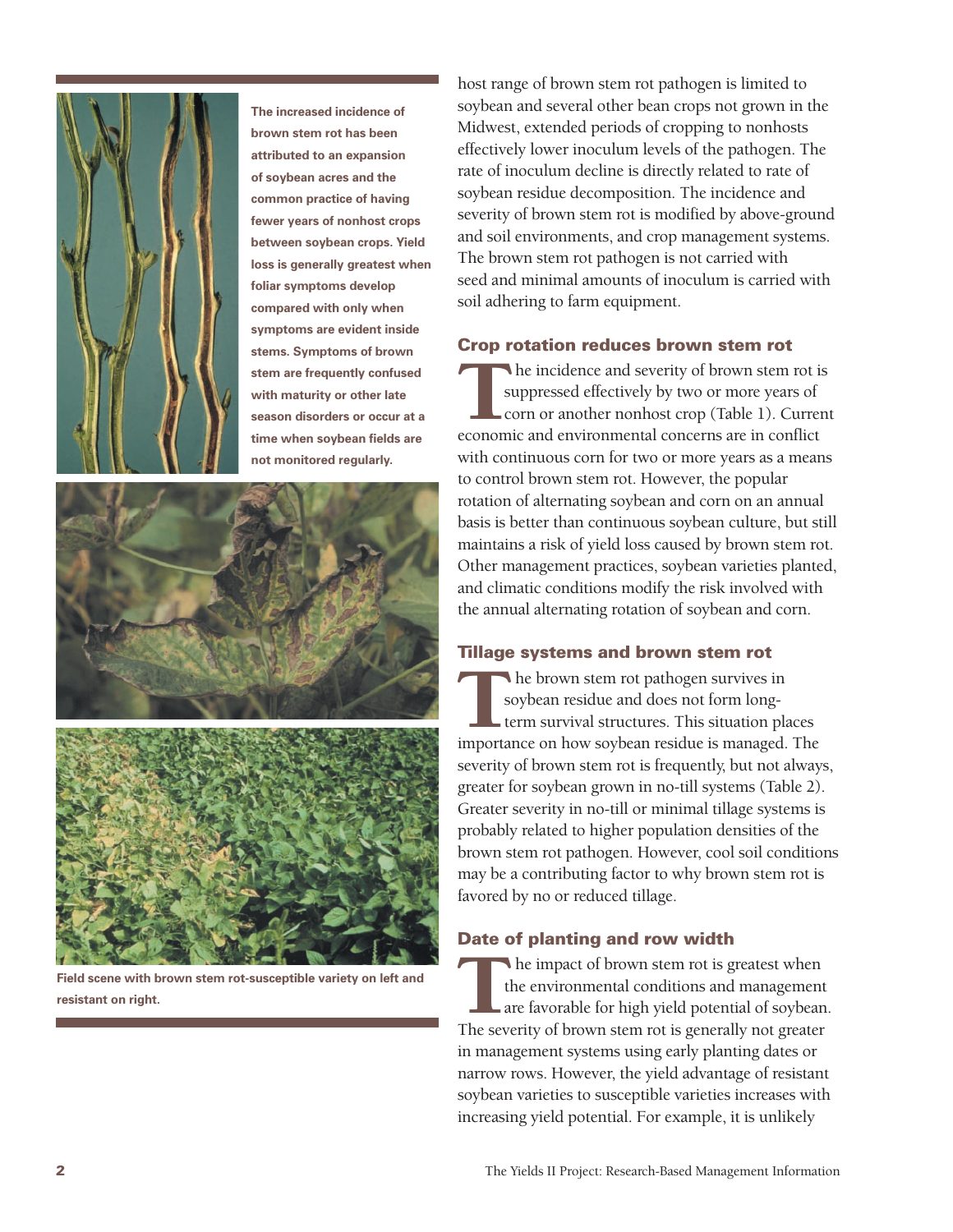**The increased incidence of brown stem rot has been attributed to an expansion of soybean acres and the common practice of having fewer years of nonhost crops between soybean crops. Yield loss is generally greatest when foliar symptoms develop compared with only when symptoms are evident inside stems. Symptoms of brown stem are frequently confused with maturity or other late season disorders or occur at a time when soybean fields are not monitored regularly.**

**Field scene with brown stem rot-susceptible variety on left and resistant on right.**

host range of brown stem rot pathogen is limited to soybean and several other bean crops not grown in the Midwest, extended periods of cropping to nonhosts effectively lower inoculum levels of the pathogen. The rate of inoculum decline is directly related to rate of soybean residue decomposition. The incidence and severity of brown stem rot is modified by above-ground and soil environments, and crop management systems. The brown stem rot pathogen is not carried with seed and minimal amounts of inoculum is carried with soil adhering to farm equipment.

## Crop rotation reduces brown stem rot

The incidence and severity of brown stem rot is suppressed effectively by two or more years of corn or another nonhost crop (Table 1). Current economic and environmental concerns are in conflict with continuous corn for two or more years as a means to control brown stem rot. However, the popular rotation of alternating soybean and corn on an annual basis is better than continuous soybean culture, but still maintains a risk of yield loss caused by brown stem rot. Other management practices, soybean varieties planted, and climatic conditions modify the risk involved with the annual alternating rotation of soybean and corn.

## Tillage systems and brown stem rot

The brown stem rot pathogen survives in soybean residue and does not form long-term survival structures. This situation places importance on how soybean residue is managed. The severity of brown stem rot is frequently, but not always, greater for soybean grown in no-till systems (Table 2). Greater severity in no-till or minimal tillage systems is probably related to higher population densities of the brown stem rot pathogen. However, cool soil conditions may be a contributing factor to why brown stem rot is favored by no or reduced tillage.

## Date of planting and row width

The impact of brown stem rot is greatest when the environmental conditions and management are favorable for high yield potential of soybean. The severity of brown stem rot is generally not greater in management systems using early planting dates or narrow rows. However, the yield advantage of resistant soybean varieties to susceptible varieties increases with increasing yield potential. For example, it is unlikely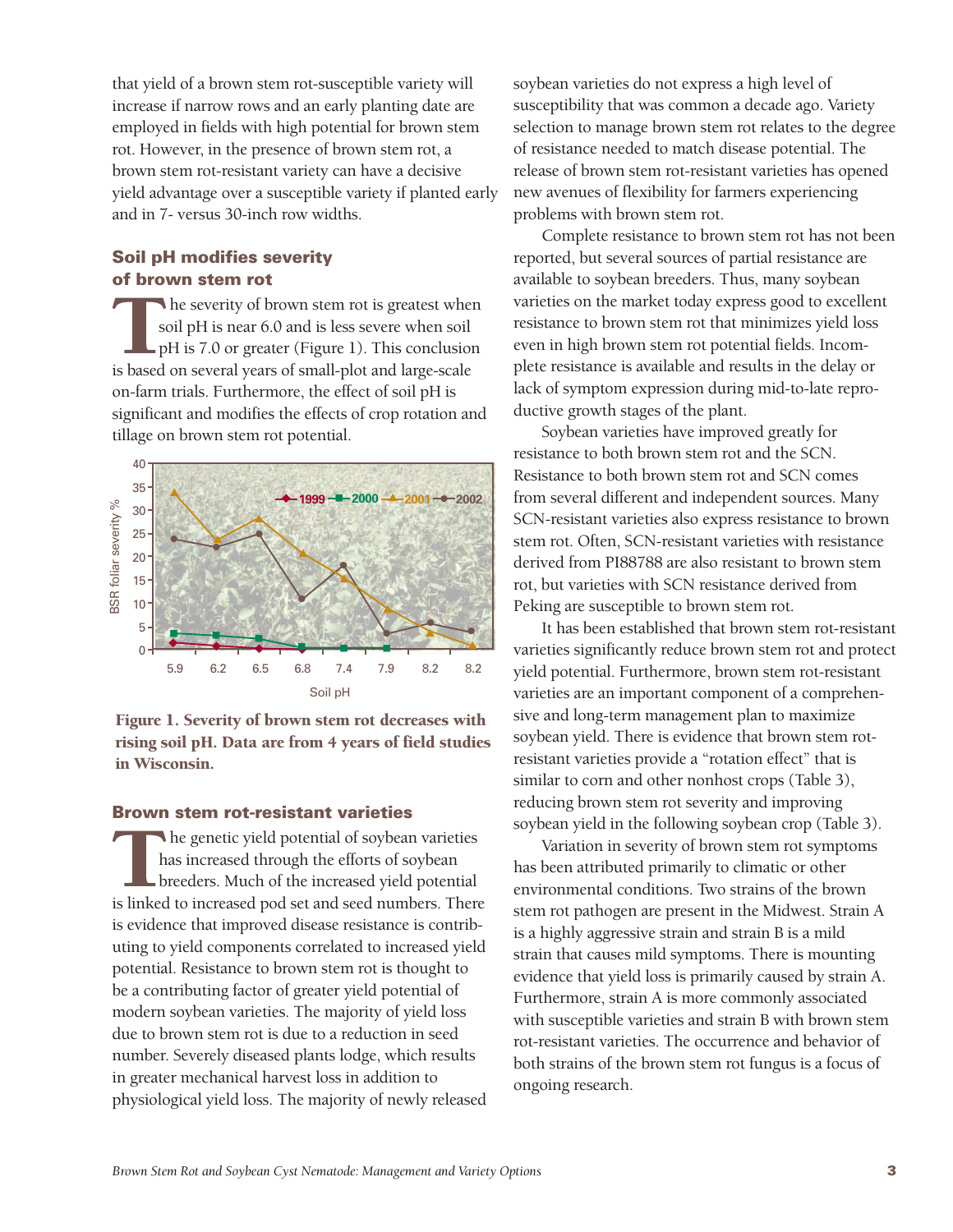that yield of a brown stem rot-susceptible variety will increase if narrow rows and an early planting date are employed in fields with high potential for brown stem rot. However, in the presence of brown stem rot, a brown stem rot-resistant variety can have a decisive yield advantage over a susceptible variety if planted early and in 7- versus 30-inch row widths.

## Soil pH modifies severity of brown stem rot

The severity of brown stem rot is greatest when soil pH is near 6.0 and is less severe when soil pH is 7.0 or greater (Figure 1). This conclusion is based on several years of small-plot and large-scale on-farm trials. Furthermore, the effect of soil pH is significant and modifies the effects of crop rotation and tillage on brown stem rot potential.

**Figure 1. Severity of brown stem rot decreases with rising soil pH. Data are from 4 years of field studies in Wisconsin.**

## Brown stem rot-resistant varieties

The genetic yield potential of soybean varieties has increased through the efforts of soybean breeders. Much of the increased yield potential is linked to increased pod set and seed numbers. There is evidence that improved disease resistance is contributing to yield components correlated to increased yield potential. Resistance to brown stem rot is thought to be a contributing factor of greater yield potential of modern soybean varieties. The majority of yield loss due to brown stem rot is due to a reduction in seed number. Severely diseased plants lodge, which results in greater mechanical harvest loss in addition to physiological yield loss. The majority of newly released soybean varieties do not express a high level of susceptibility that was common a decade ago. Variety selection to manage brown stem rot relates to the degree of resistance needed to match disease potential. The release of brown stem rot-resistant varieties has opened new avenues of flexibility for farmers experiencing problems with brown stem rot.

Complete resistance to brown stem rot has not been reported, but several sources of partial resistance are available to soybean breeders. Thus, many soybean varieties on the market today express good to excellent resistance to brown stem rot that minimizes yield loss even in high brown stem rot potential fields. Incomplete resistance is available and results in the delay or lack of symptom expression during mid-to-late reproductive growth stages of the plant.

Soybean varieties have improved greatly for resistance to both brown stem rot and the SCN. Resistance to both brown stem rot and SCN comes from several different and independent sources. Many SCN-resistant varieties also express resistance to brown stem rot. Often, SCN-resistant varieties with resistance derived from PI88788 are also resistant to brown stem rot, but varieties with SCN resistance derived from Peking are susceptible to brown stem rot.

It has been established that brown stem rot-resistant varieties significantly reduce brown stem rot and protect yield potential. Furthermore, brown stem rot-resistant varieties are an important component of a comprehensive and long-term management plan to maximize soybean yield. There is evidence that brown stem rot-resistant varieties provide a "rotation effect" that is similar to corn and other nonhost crops (Table 3), reducing brown stem rot severity and improving soybean yield in the following soybean crop (Table 3).

Variation in severity of brown stem rot symptoms has been attributed primarily to climatic or other environmental conditions. Two strains of the brown stem rot pathogen are present in the Midwest. Strain A is a highly aggressive strain and strain B is a mild strain that causes mild symptoms. There is mounting evidence that yield loss is primarily caused by strain A. Furthermore, strain A is more commonly associated with susceptible varieties and strain B with brown stem rot-resistant varieties. The occurrence and behavior of both strains of the brown stem rot fungus is a focus of ongoing research.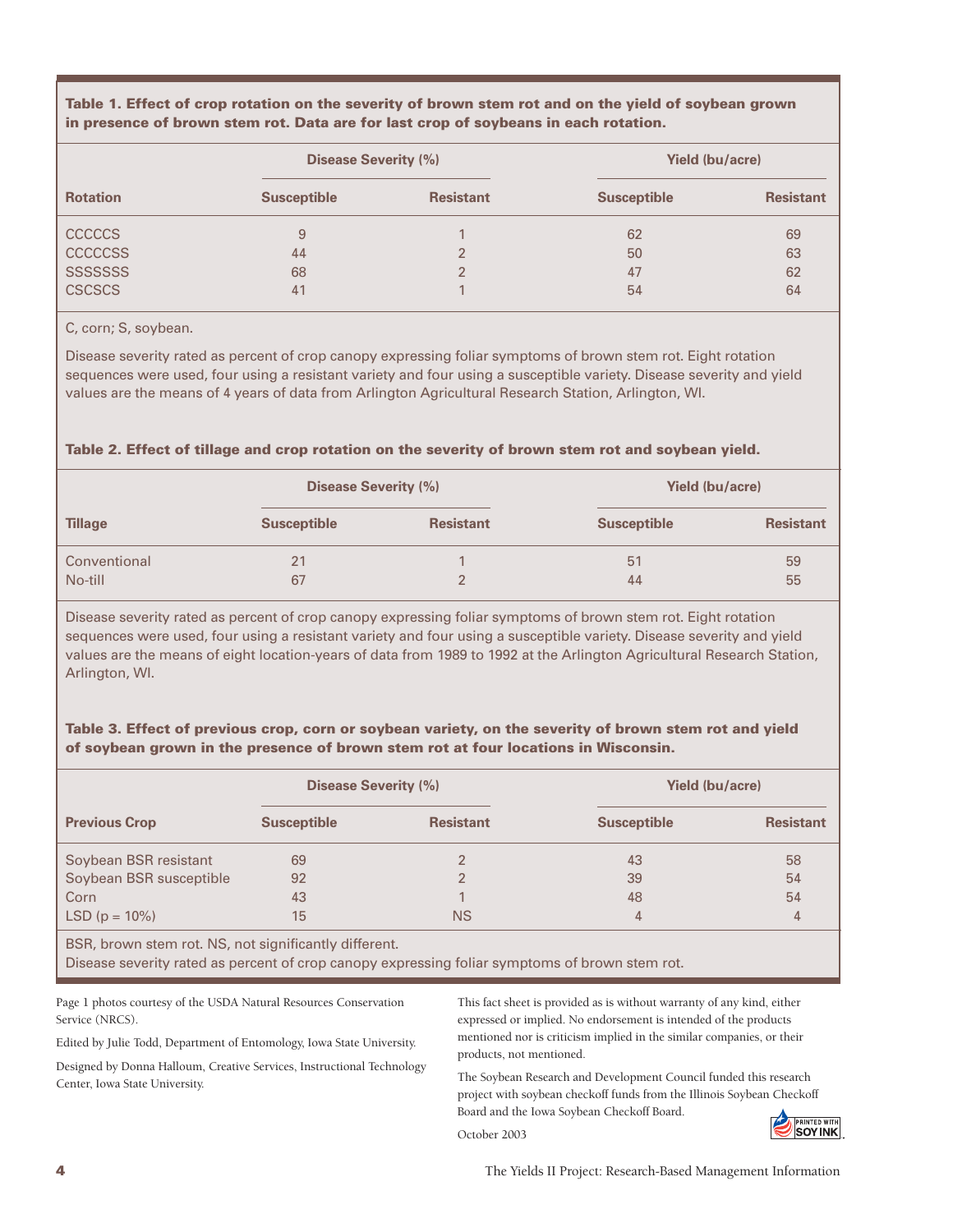**Table 1. Effect of crop rotation on the severity of brown stem rot and on the yield of soybean grown in presence of brown stem rot. Data are for last crop of soybeans in each rotation.**

| | Disease Severity (%) | | Yield (bu/acre) | |
|---|---|---|---|---|
| **Rotation** | **Susceptible** | **Resistant** | **Susceptible** | **Resistant** |
| CCCCCS | 9 | 1 | 62 | 69 |
| CCCCCSS | 44 | 2 | 50 | 63 |
| SSSSSSS | 68 | 2 | 47 | 62 |
| CSCSCS | 41 | 1 | 54 | 64 |

C, corn; S, soybean.

Disease severity rated as percent of crop canopy expressing foliar symptoms of brown stem rot. Eight rotation sequences were used, four using a resistant variety and four using a susceptible variety. Disease severity and yield values are the means of 4 years of data from Arlington Agricultural Research Station, Arlington, WI.

**Table 2. Effect of tillage and crop rotation on the severity of brown stem rot and soybean yield.**

| | Disease Severity (%) | | Yield (bu/acre) | |
|---|---|---|---|---|
| **Tillage** | **Susceptible** | **Resistant** | **Susceptible** | **Resistant** |
| Conventional | 21 | 1 | 51 | 59 |
| No-till | 67 | 2 | 44 | 55 |

Disease severity rated as percent of crop canopy expressing foliar symptoms of brown stem rot. Eight rotation sequences were used, four using a resistant variety and four using a susceptible variety. Disease severity and yield values are the means of eight location-years of data from 1989 to 1992 at the Arlington Agricultural Research Station, Arlington, WI.

**Table 3. Effect of previous crop, corn or soybean variety, on the severity of brown stem rot and yield of soybean grown in the presence of brown stem rot at four locations in Wisconsin.**

| | Disease Severity (%) | | Yield (bu/acre) | |
|---|---|---|---|---|
| **Previous Crop** | **Susceptible** | **Resistant** | **Susceptible** | **Resistant** |
| Soybean BSR resistant | 69 | 2 | 43 | 58 |
| Soybean BSR susceptible | 92 | 2 | 39 | 54 |
| Corn | 43 | 1 | 48 | 54 |
| LSD ($p = 10\%$) | 15 | NS | 4 | 4 |

BSR, brown stem rot. NS, not significantly different.
Disease severity rated as percent of crop canopy expressing foliar symptoms of brown stem rot.

Page 1 photos courtesy of the USDA Natural Resources Conservation Service (NRCS).

Edited by Julie Todd, Department of Entomology, Iowa State University.

Designed by Donna Halloum, Creative Services, Instructional Technology Center, Iowa State University.

This fact sheet is provided as is without warranty of any kind, either expressed or implied. No endorsement is intended of the products mentioned nor is criticism implied in the similar companies, or their products, not mentioned.

The Soybean Research and Development Council funded this research project with soybean checkoff funds from the Illinois Soybean Checkoff Board and the Iowa Soybean Checkoff Board.

October 2003

PRINTED WITH SOY INK